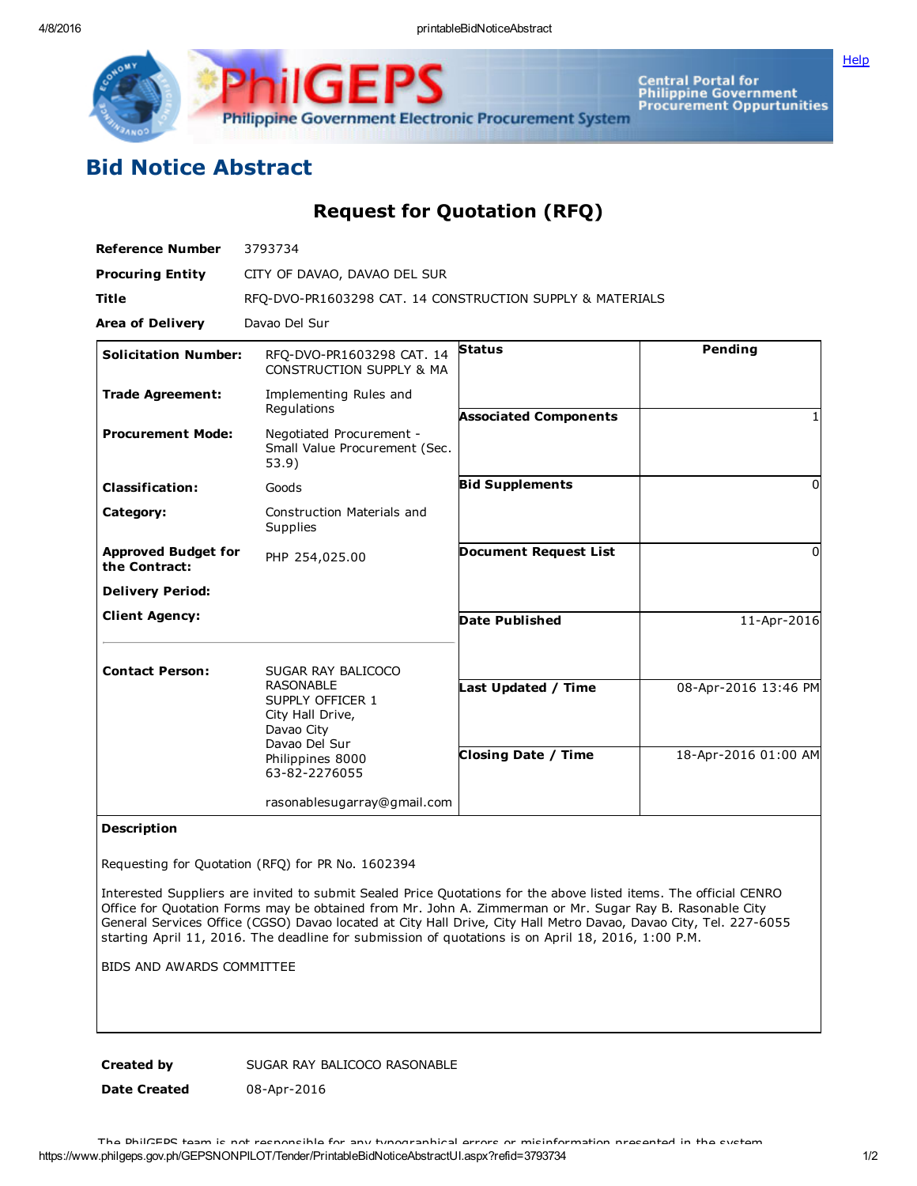# Bid Notice Abstract

## Request for Quotation (RFQ)

| | |
|---|---|
| **Reference Number** | 3793734 |
| **Procuring Entity** | CITY OF DAVAO, DAVAO DEL SUR |
| **Title** | RFQ-DVO-PR1603298 CAT. 14 CONSTRUCTION SUPPLY & MATERIALS |
| **Area of Delivery** | Davao Del Sur |

| | | | |
|---|---|---|---|
| **Solicitation Number:** | RFQ-DVO-PR1603298 CAT. 14 CONSTRUCTION SUPPLY & MA | **Status** | Pending |
| **Trade Agreement:** | Implementing Rules and Regulations | **Associated Components** | 1 |
| **Procurement Mode:** | Negotiated Procurement - Small Value Procurement (Sec. 53.9) | **Bid Supplements** | 0 |
| **Classification:** | Goods | **Document Request List** | 0 |
| **Category:** | Construction Materials and Supplies | **Date Published** | 11-Apr-2016 |
| **Approved Budget for the Contract:** | PHP 254,025.00 | **Last Updated / Time** | 08-Apr-2016 13:46 PM |
| **Delivery Period:** | | **Closing Date / Time** | 18-Apr-2016 01:00 AM |
| **Client Agency:** | | | |
| **Contact Person:** | SUGAR RAY BALICOCO RASONABLE<br>SUPPLY OFFICER 1<br>City Hall Drive,<br>Davao City<br>Davao Del Sur<br>Philippines 8000<br>63-82-2276055<br><br>rasonablesugarray@gmail.com | | |

**Description**

Requesting for Quotation (RFQ) for PR No. 1602394

Interested Suppliers are invited to submit Sealed Price Quotations for the above listed items. The official CENRO Office for Quotation Forms may be obtained from Mr. John A. Zimmerman or Mr. Sugar Ray B. Rasonable City General Services Office (CGSO) Davao located at City Hall Drive, City Hall Metro Davao, Davao City, Tel. 227-6055 starting April 11, 2016. The deadline for submission of quotations is on April 18, 2016, 1:00 P.M.

BIDS AND AWARDS COMMITTEE

| | |
|---|---|
| **Created by** | SUGAR RAY BALICOCO RASONABLE |
| **Date Created** | 08-Apr-2016 |

The PhilGEPS team is not responsible for any typographical errors or misinformation presented in the system.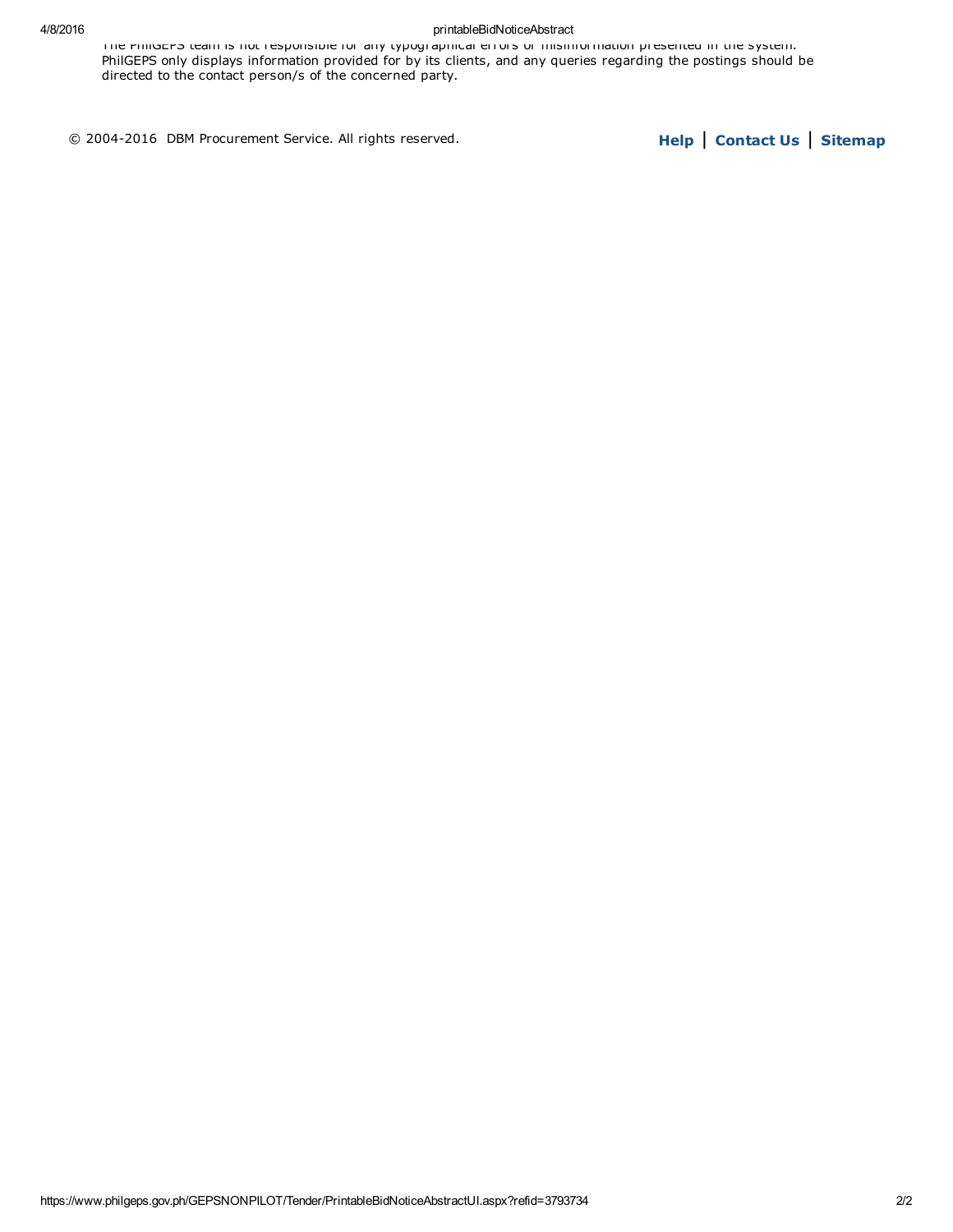The PhilGEPS team is not responsible for any typographical errors or misinformation presented in the system. PhilGEPS only displays information provided for by its clients, and any queries regarding the postings should be directed to the contact person/s of the concerned party.

© 2004-2016 DBM Procurement Service. All rights reserved.

**Help** | **Contact Us** | **Sitemap**